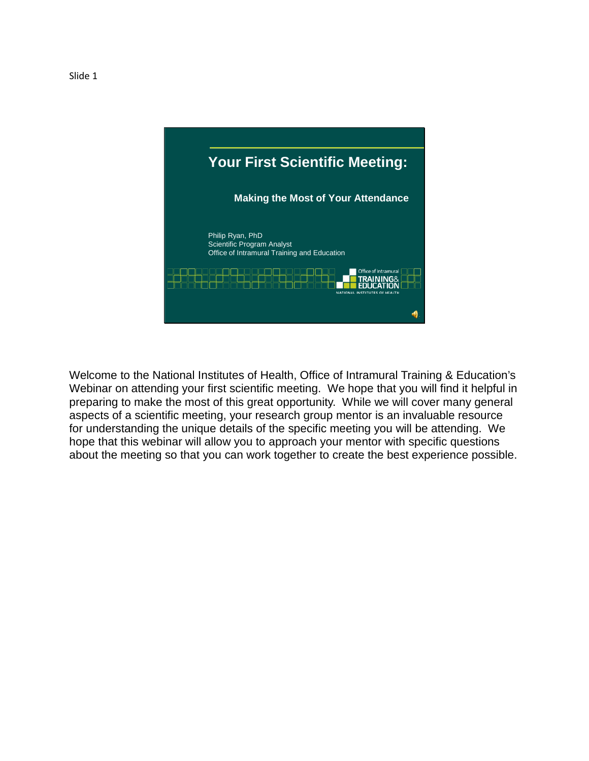Slide 1

# Your First Scientific Meeting:

## Making the Most of Your Attendance

Philip Ryan, PhD
Scientific Program Analyst
Office of Intramural Training and Education

Office of Intramural TRAINING& EDUCATION
NATIONAL INSTITUTES OF HEALTH

Welcome to the National Institutes of Health, Office of Intramural Training & Education's Webinar on attending your first scientific meeting. We hope that you will find it helpful in preparing to make the most of this great opportunity. While we will cover many general aspects of a scientific meeting, your research group mentor is an invaluable resource for understanding the unique details of the specific meeting you will be attending. We hope that this webinar will allow you to approach your mentor with specific questions about the meeting so that you can work together to create the best experience possible.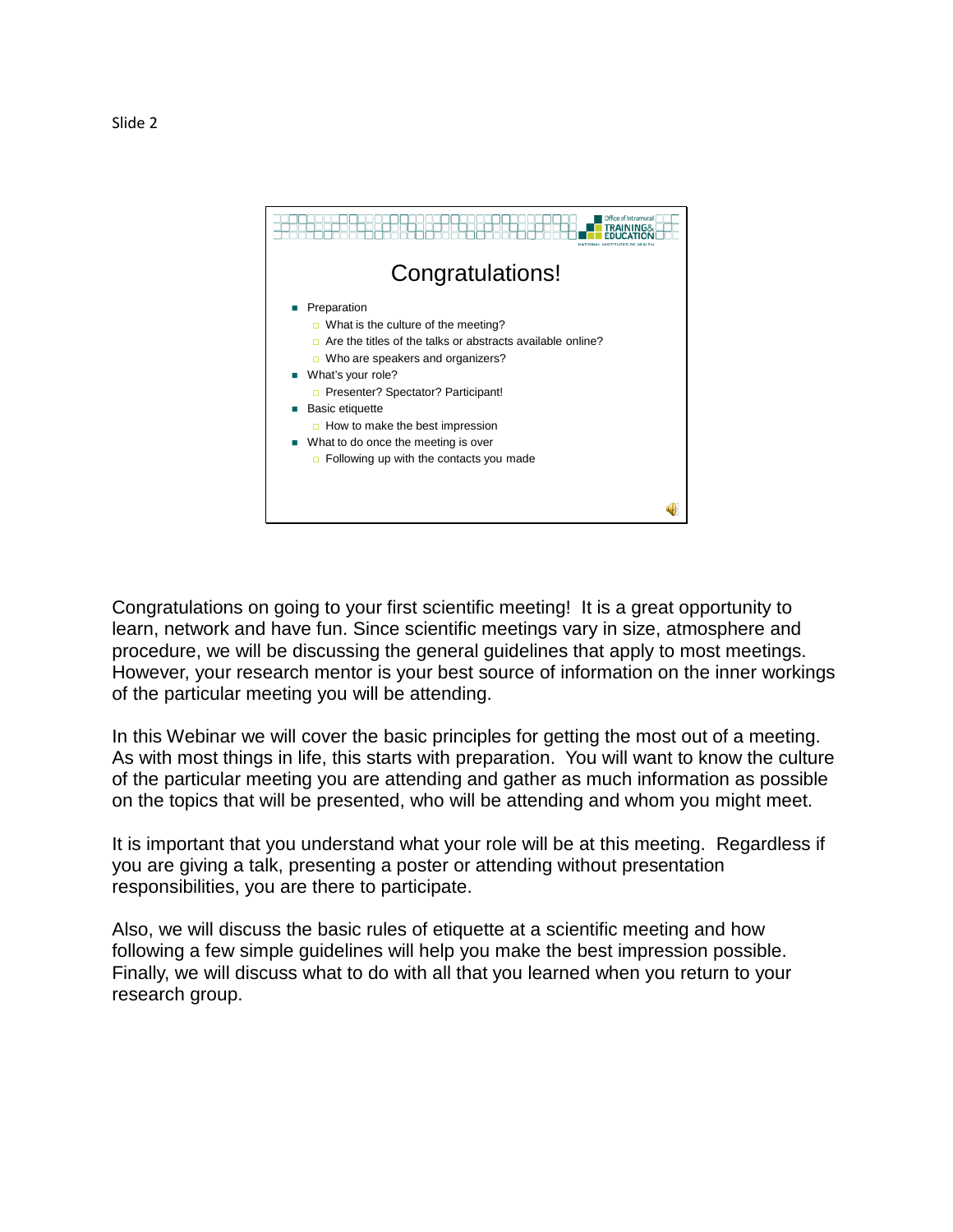Slide 2

# Congratulations!

- Preparation
  - What is the culture of the meeting?
  - Are the titles of the talks or abstracts available online?
  - Who are speakers and organizers?
- What's your role?
  - Presenter? Spectator? Participant!
- Basic etiquette
  - How to make the best impression
- What to do once the meeting is over
  - Following up with the contacts you made

Congratulations on going to your first scientific meeting! It is a great opportunity to learn, network and have fun. Since scientific meetings vary in size, atmosphere and procedure, we will be discussing the general guidelines that apply to most meetings. However, your research mentor is your best source of information on the inner workings of the particular meeting you will be attending.

In this Webinar we will cover the basic principles for getting the most out of a meeting. As with most things in life, this starts with preparation. You will want to know the culture of the particular meeting you are attending and gather as much information as possible on the topics that will be presented, who will be attending and whom you might meet.

It is important that you understand what your role will be at this meeting. Regardless if you are giving a talk, presenting a poster or attending without presentation responsibilities, you are there to participate.

Also, we will discuss the basic rules of etiquette at a scientific meeting and how following a few simple guidelines will help you make the best impression possible. Finally, we will discuss what to do with all that you learned when you return to your research group.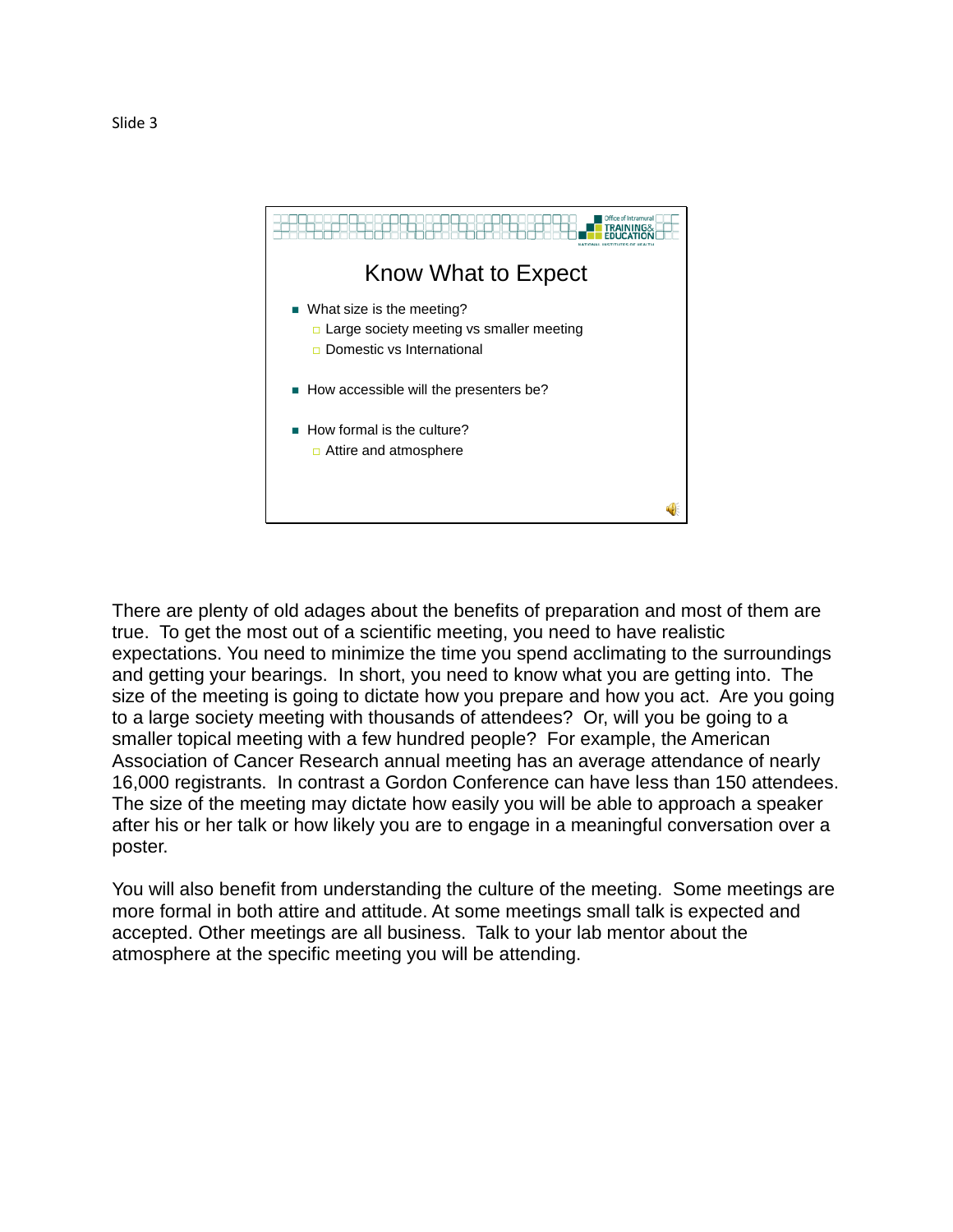Slide 3

## Know What to Expect

- What size is the meeting?
  - Large society meeting vs smaller meeting
  - Domestic vs International
- How accessible will the presenters be?
- How formal is the culture?
  - Attire and atmosphere

There are plenty of old adages about the benefits of preparation and most of them are true. To get the most out of a scientific meeting, you need to have realistic expectations. You need to minimize the time you spend acclimating to the surroundings and getting your bearings. In short, you need to know what you are getting into. The size of the meeting is going to dictate how you prepare and how you act. Are you going to a large society meeting with thousands of attendees? Or, will you be going to a smaller topical meeting with a few hundred people? For example, the American Association of Cancer Research annual meeting has an average attendance of nearly 16,000 registrants. In contrast a Gordon Conference can have less than 150 attendees. The size of the meeting may dictate how easily you will be able to approach a speaker after his or her talk or how likely you are to engage in a meaningful conversation over a poster.

You will also benefit from understanding the culture of the meeting. Some meetings are more formal in both attire and attitude. At some meetings small talk is expected and accepted. Other meetings are all business. Talk to your lab mentor about the atmosphere at the specific meeting you will be attending.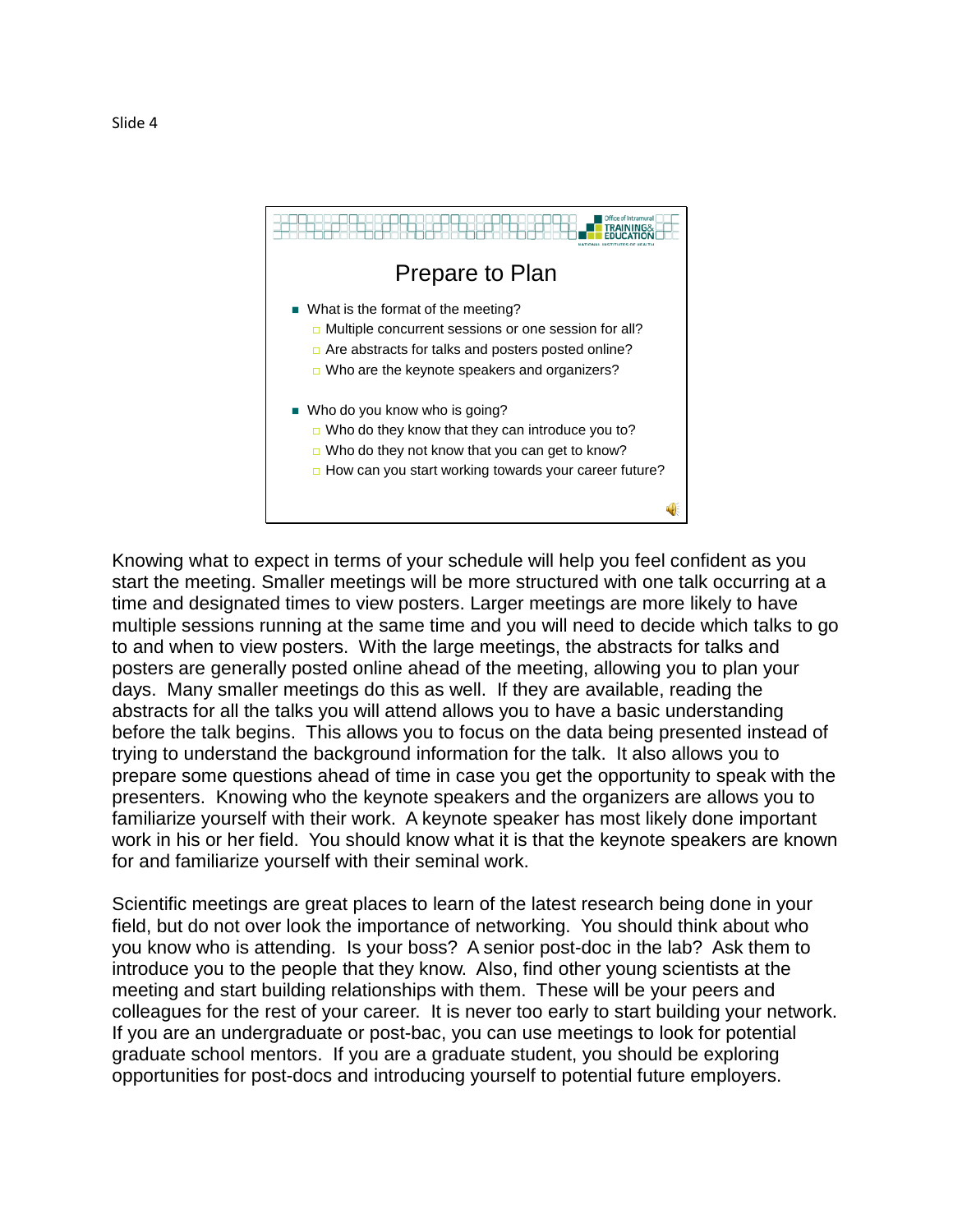Slide 4

## Prepare to Plan

- What is the format of the meeting?
  - Multiple concurrent sessions or one session for all?
  - Are abstracts for talks and posters posted online?
  - Who are the keynote speakers and organizers?
- Who do you know who is going?
  - Who do they know that they can introduce you to?
  - Who do they not know that you can get to know?
  - How can you start working towards your career future?

Knowing what to expect in terms of your schedule will help you feel confident as you start the meeting. Smaller meetings will be more structured with one talk occurring at a time and designated times to view posters. Larger meetings are more likely to have multiple sessions running at the same time and you will need to decide which talks to go to and when to view posters. With the large meetings, the abstracts for talks and posters are generally posted online ahead of the meeting, allowing you to plan your days. Many smaller meetings do this as well. If they are available, reading the abstracts for all the talks you will attend allows you to have a basic understanding before the talk begins. This allows you to focus on the data being presented instead of trying to understand the background information for the talk. It also allows you to prepare some questions ahead of time in case you get the opportunity to speak with the presenters. Knowing who the keynote speakers and the organizers are allows you to familiarize yourself with their work. A keynote speaker has most likely done important work in his or her field. You should know what it is that the keynote speakers are known for and familiarize yourself with their seminal work.

Scientific meetings are great places to learn of the latest research being done in your field, but do not over look the importance of networking. You should think about who you know who is attending. Is your boss? A senior post-doc in the lab? Ask them to introduce you to the people that they know. Also, find other young scientists at the meeting and start building relationships with them. These will be your peers and colleagues for the rest of your career. It is never too early to start building your network. If you are an undergraduate or post-bac, you can use meetings to look for potential graduate school mentors. If you are a graduate student, you should be exploring opportunities for post-docs and introducing yourself to potential future employers.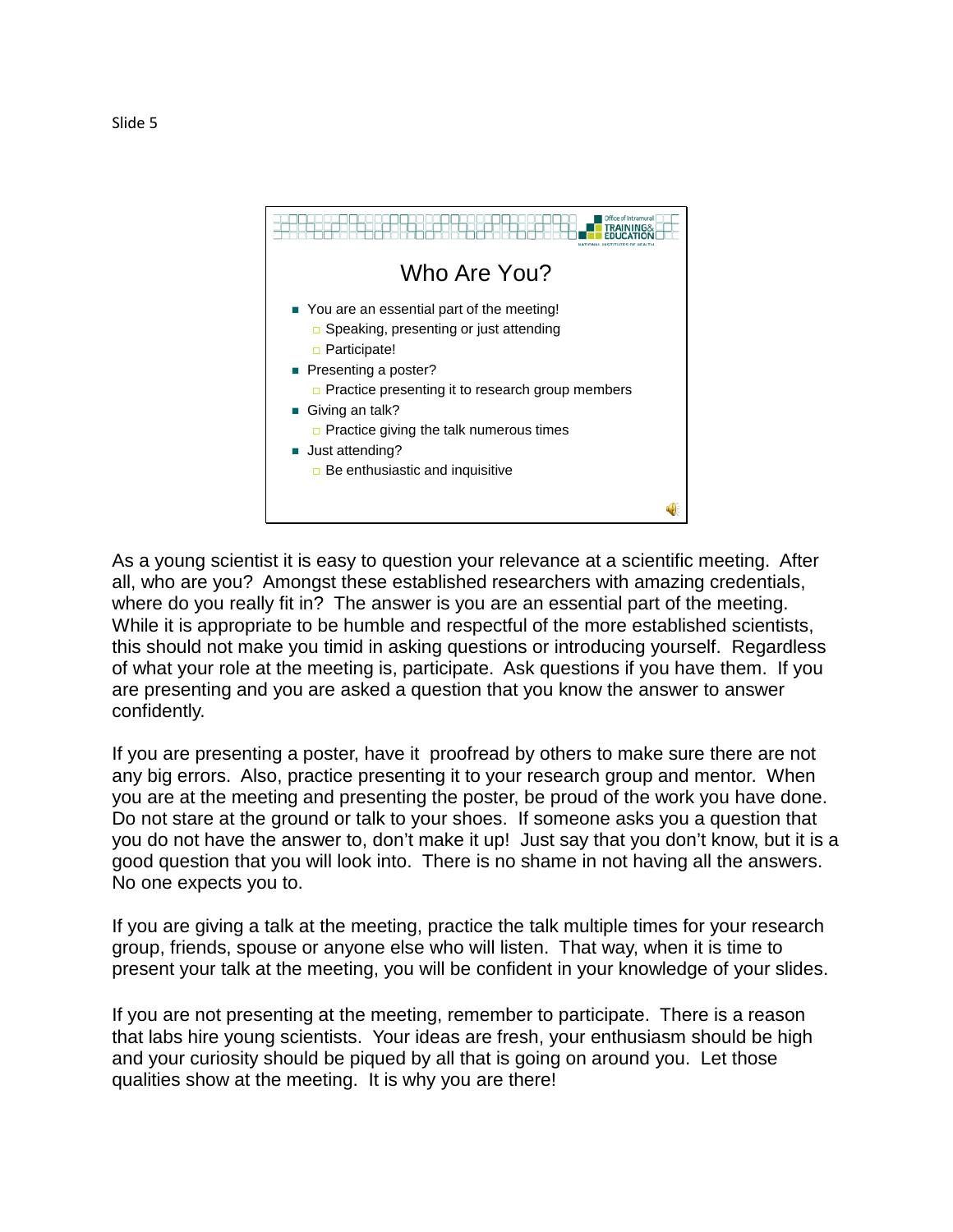Slide 5

## Who Are You?

- You are an essential part of the meeting!
  - Speaking, presenting or just attending
  - Participate!
- Presenting a poster?
  - Practice presenting it to research group members
- Giving an talk?
  - Practice giving the talk numerous times
- Just attending?
  - Be enthusiastic and inquisitive

As a young scientist it is easy to question your relevance at a scientific meeting. After all, who are you? Amongst these established researchers with amazing credentials, where do you really fit in? The answer is you are an essential part of the meeting. While it is appropriate to be humble and respectful of the more established scientists, this should not make you timid in asking questions or introducing yourself. Regardless of what your role at the meeting is, participate. Ask questions if you have them. If you are presenting and you are asked a question that you know the answer to answer confidently.

If you are presenting a poster, have it proofread by others to make sure there are not any big errors. Also, practice presenting it to your research group and mentor. When you are at the meeting and presenting the poster, be proud of the work you have done. Do not stare at the ground or talk to your shoes. If someone asks you a question that you do not have the answer to, don't make it up! Just say that you don't know, but it is a good question that you will look into. There is no shame in not having all the answers. No one expects you to.

If you are giving a talk at the meeting, practice the talk multiple times for your research group, friends, spouse or anyone else who will listen. That way, when it is time to present your talk at the meeting, you will be confident in your knowledge of your slides.

If you are not presenting at the meeting, remember to participate. There is a reason that labs hire young scientists. Your ideas are fresh, your enthusiasm should be high and your curiosity should be piqued by all that is going on around you. Let those qualities show at the meeting. It is why you are there!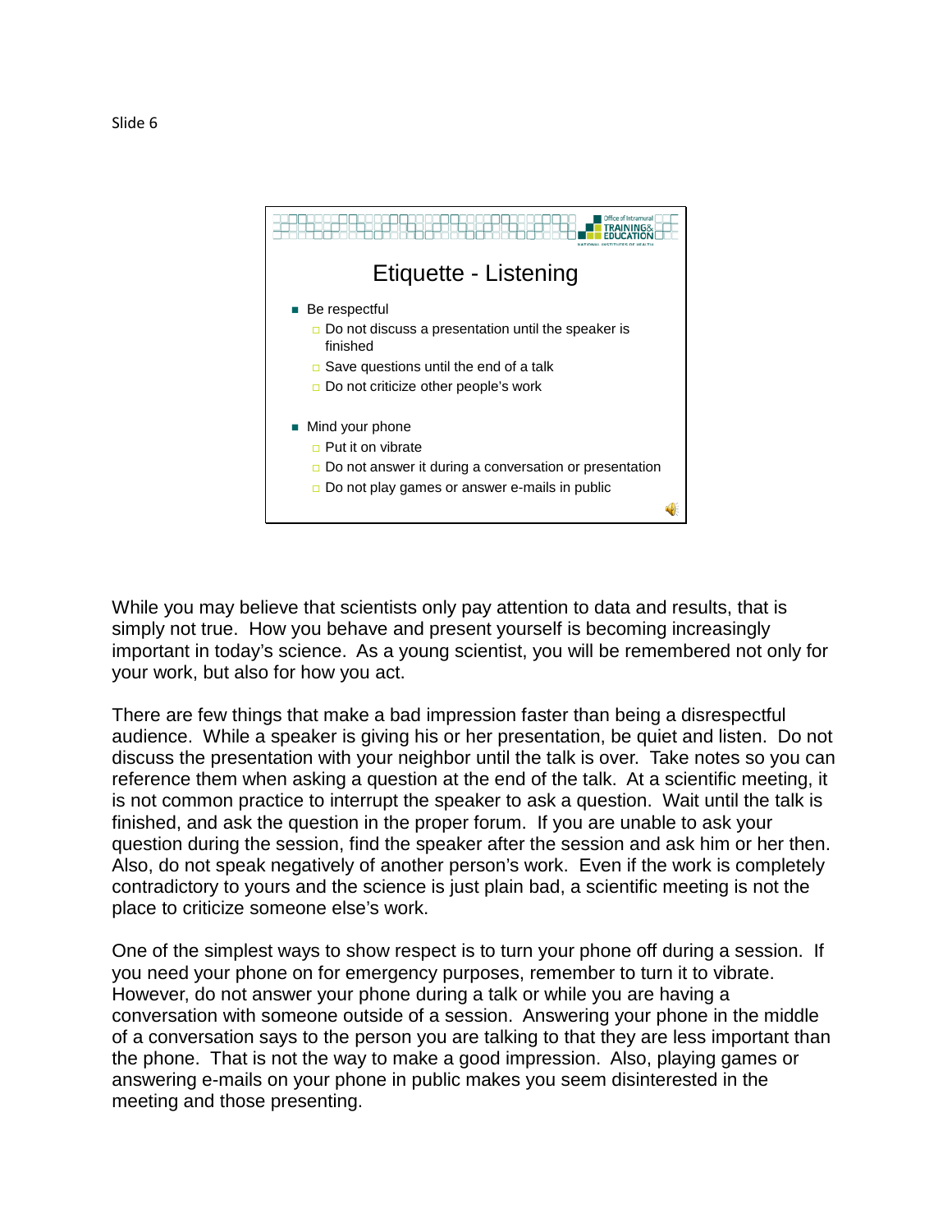Slide 6

## Etiquette - Listening

- Be respectful
  - Do not discuss a presentation until the speaker is finished
  - Save questions until the end of a talk
  - Do not criticize other people's work
- Mind your phone
  - Put it on vibrate
  - Do not answer it during a conversation or presentation
  - Do not play games or answer e-mails in public

While you may believe that scientists only pay attention to data and results, that is simply not true. How you behave and present yourself is becoming increasingly important in today's science. As a young scientist, you will be remembered not only for your work, but also for how you act.

There are few things that make a bad impression faster than being a disrespectful audience. While a speaker is giving his or her presentation, be quiet and listen. Do not discuss the presentation with your neighbor until the talk is over. Take notes so you can reference them when asking a question at the end of the talk. At a scientific meeting, it is not common practice to interrupt the speaker to ask a question. Wait until the talk is finished, and ask the question in the proper forum. If you are unable to ask your question during the session, find the speaker after the session and ask him or her then. Also, do not speak negatively of another person's work. Even if the work is completely contradictory to yours and the science is just plain bad, a scientific meeting is not the place to criticize someone else's work.

One of the simplest ways to show respect is to turn your phone off during a session. If you need your phone on for emergency purposes, remember to turn it to vibrate. However, do not answer your phone during a talk or while you are having a conversation with someone outside of a session. Answering your phone in the middle of a conversation says to the person you are talking to that they are less important than the phone. That is not the way to make a good impression. Also, playing games or answering e-mails on your phone in public makes you seem disinterested in the meeting and those presenting.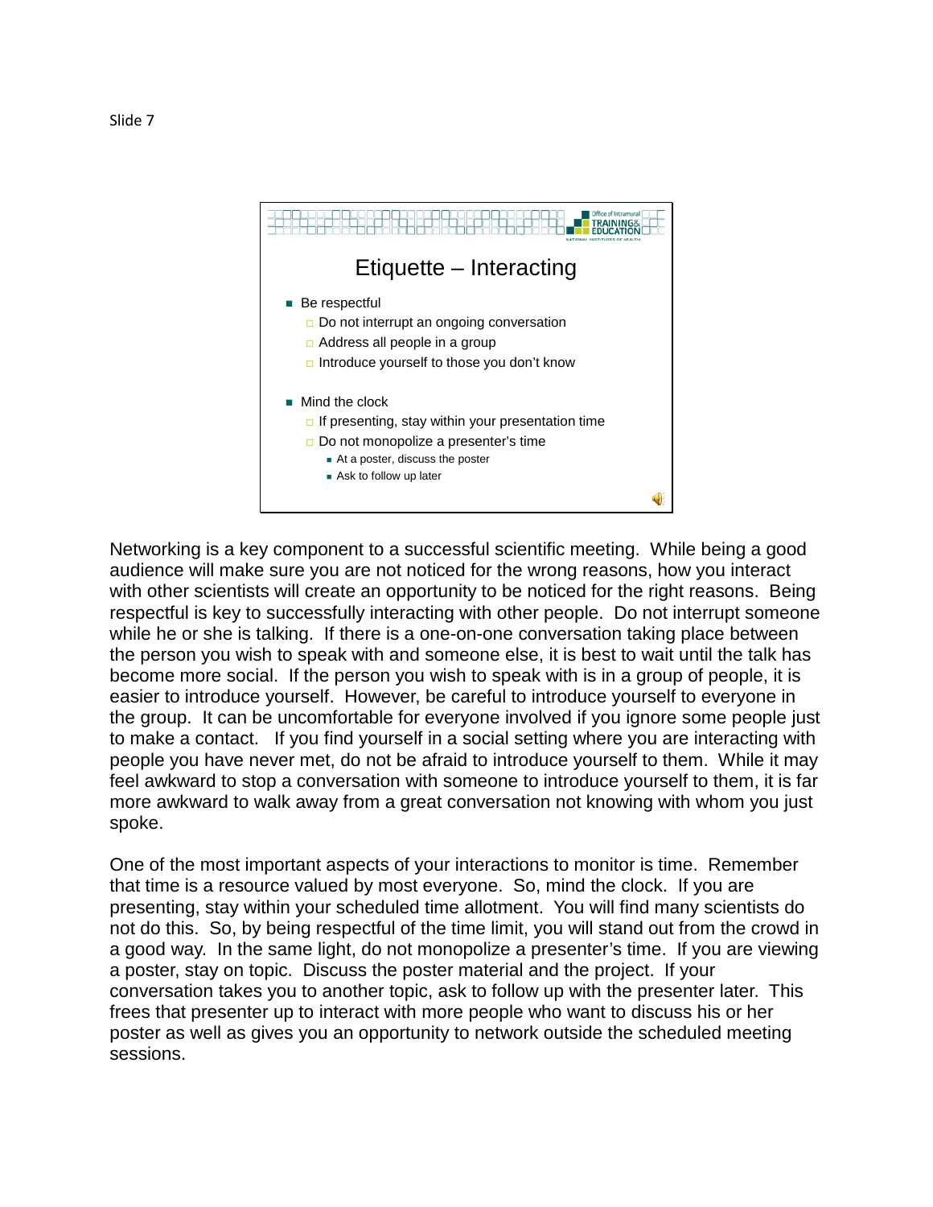Slide 7

## Etiquette – Interacting

- Be respectful
  - Do not interrupt an ongoing conversation
  - Address all people in a group
  - Introduce yourself to those you don't know
- Mind the clock
  - If presenting, stay within your presentation time
  - Do not monopolize a presenter's time
    - At a poster, discuss the poster
    - Ask to follow up later

Networking is a key component to a successful scientific meeting. While being a good audience will make sure you are not noticed for the wrong reasons, how you interact with other scientists will create an opportunity to be noticed for the right reasons. Being respectful is key to successfully interacting with other people. Do not interrupt someone while he or she is talking. If there is a one-on-one conversation taking place between the person you wish to speak with and someone else, it is best to wait until the talk has become more social. If the person you wish to speak with is in a group of people, it is easier to introduce yourself. However, be careful to introduce yourself to everyone in the group. It can be uncomfortable for everyone involved if you ignore some people just to make a contact. If you find yourself in a social setting where you are interacting with people you have never met, do not be afraid to introduce yourself to them. While it may feel awkward to stop a conversation with someone to introduce yourself to them, it is far more awkward to walk away from a great conversation not knowing with whom you just spoke.

One of the most important aspects of your interactions to monitor is time. Remember that time is a resource valued by most everyone. So, mind the clock. If you are presenting, stay within your scheduled time allotment. You will find many scientists do not do this. So, by being respectful of the time limit, you will stand out from the crowd in a good way. In the same light, do not monopolize a presenter's time. If you are viewing a poster, stay on topic. Discuss the poster material and the project. If your conversation takes you to another topic, ask to follow up with the presenter later. This frees that presenter up to interact with more people who want to discuss his or her poster as well as gives you an opportunity to network outside the scheduled meeting sessions.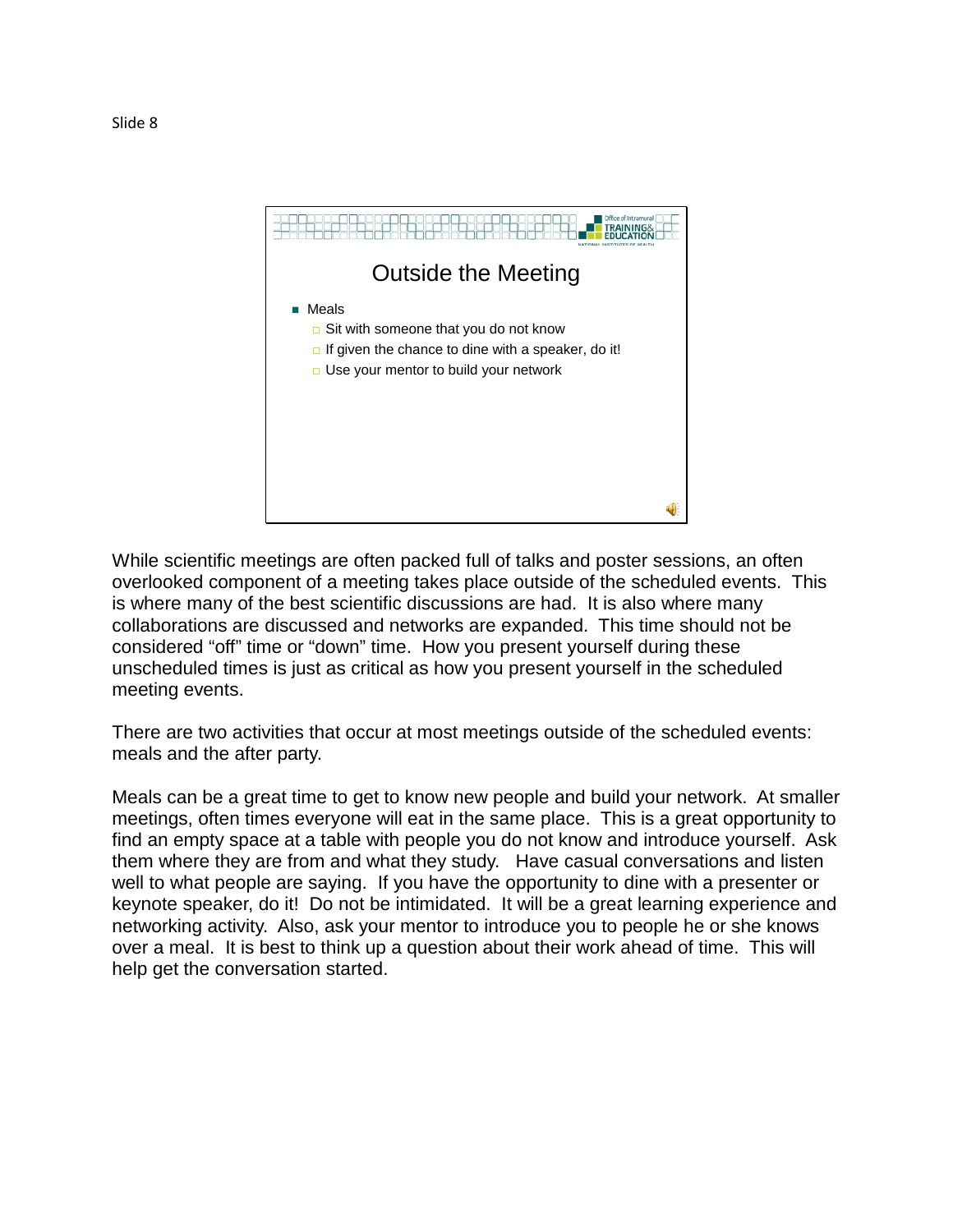Slide 8

## Outside the Meeting

- Meals
  - Sit with someone that you do not know
  - If given the chance to dine with a speaker, do it!
  - Use your mentor to build your network

While scientific meetings are often packed full of talks and poster sessions, an often overlooked component of a meeting takes place outside of the scheduled events. This is where many of the best scientific discussions are had. It is also where many collaborations are discussed and networks are expanded. This time should not be considered “off” time or “down” time. How you present yourself during these unscheduled times is just as critical as how you present yourself in the scheduled meeting events.

There are two activities that occur at most meetings outside of the scheduled events: meals and the after party.

Meals can be a great time to get to know new people and build your network. At smaller meetings, often times everyone will eat in the same place. This is a great opportunity to find an empty space at a table with people you do not know and introduce yourself. Ask them where they are from and what they study. Have casual conversations and listen well to what people are saying. If you have the opportunity to dine with a presenter or keynote speaker, do it! Do not be intimidated. It will be a great learning experience and networking activity. Also, ask your mentor to introduce you to people he or she knows over a meal. It is best to think up a question about their work ahead of time. This will help get the conversation started.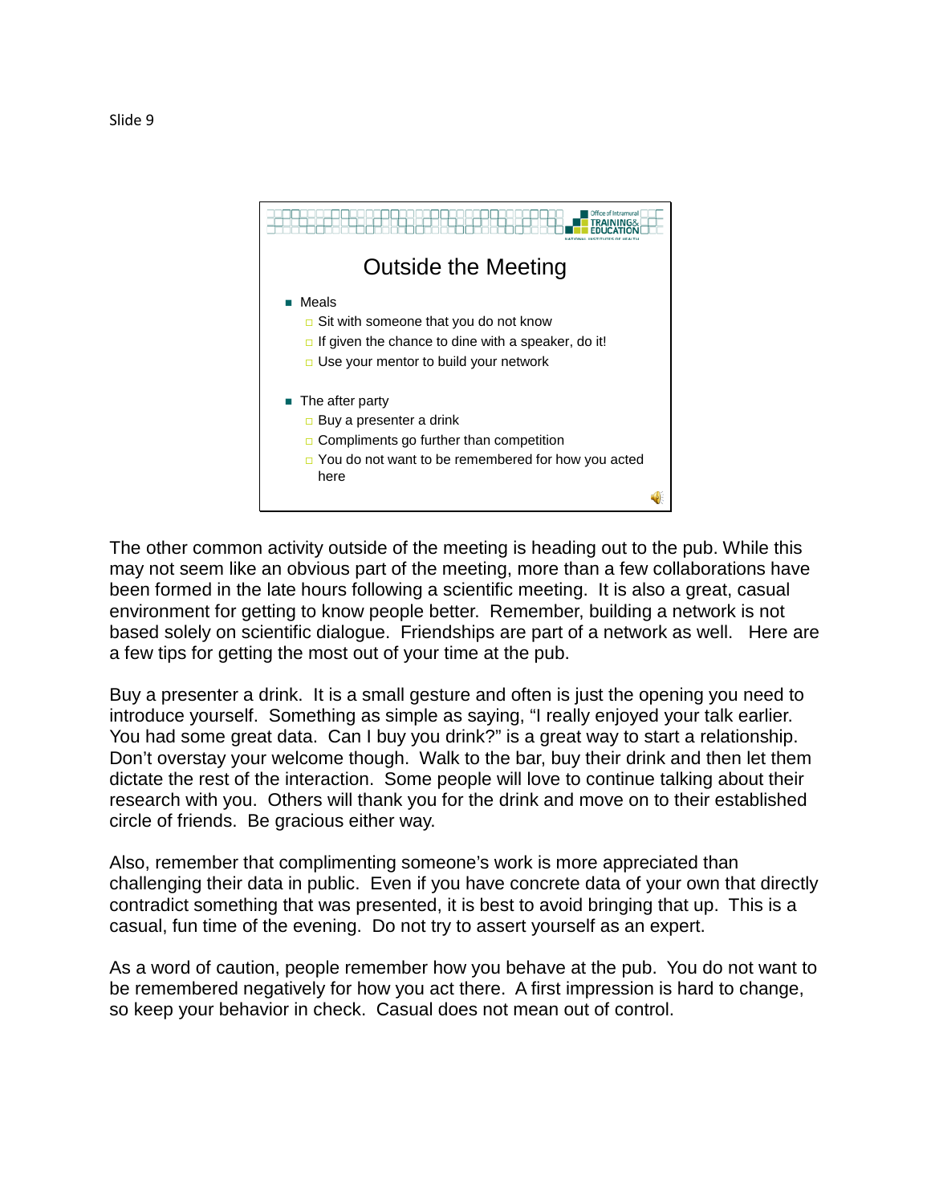Slide 9

## Outside the Meeting

- Meals
  - Sit with someone that you do not know
  - If given the chance to dine with a speaker, do it!
  - Use your mentor to build your network
- The after party
  - Buy a presenter a drink
  - Compliments go further than competition
  - You do not want to be remembered for how you acted here

The other common activity outside of the meeting is heading out to the pub. While this may not seem like an obvious part of the meeting, more than a few collaborations have been formed in the late hours following a scientific meeting. It is also a great, casual environment for getting to know people better. Remember, building a network is not based solely on scientific dialogue. Friendships are part of a network as well. Here are a few tips for getting the most out of your time at the pub.

Buy a presenter a drink. It is a small gesture and often is just the opening you need to introduce yourself. Something as simple as saying, "I really enjoyed your talk earlier. You had some great data. Can I buy you drink?" is a great way to start a relationship. Don't overstay your welcome though. Walk to the bar, buy their drink and then let them dictate the rest of the interaction. Some people will love to continue talking about their research with you. Others will thank you for the drink and move on to their established circle of friends. Be gracious either way.

Also, remember that complimenting someone's work is more appreciated than challenging their data in public. Even if you have concrete data of your own that directly contradict something that was presented, it is best to avoid bringing that up. This is a casual, fun time of the evening. Do not try to assert yourself as an expert.

As a word of caution, people remember how you behave at the pub. You do not want to be remembered negatively for how you act there. A first impression is hard to change, so keep your behavior in check. Casual does not mean out of control.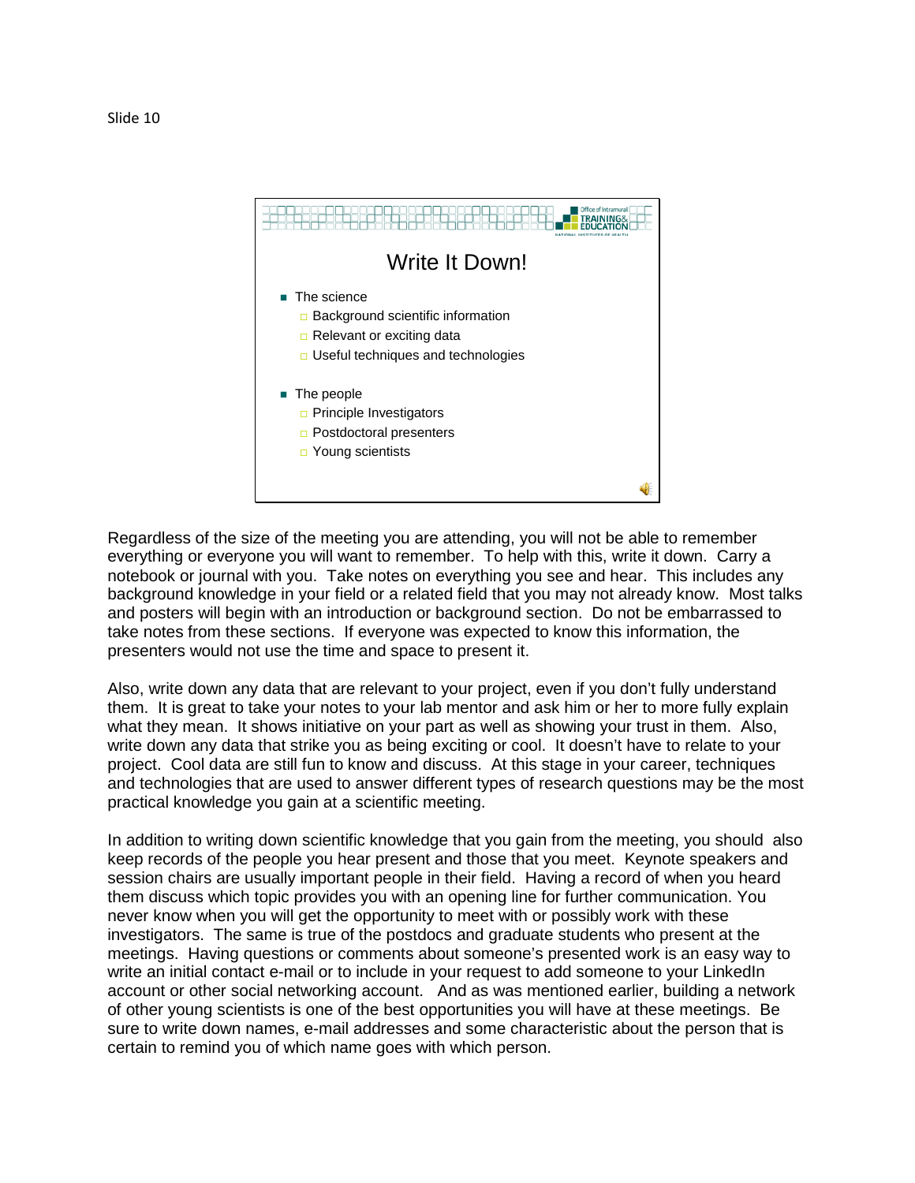Slide 10

## Write It Down!

- The science
  - Background scientific information
  - Relevant or exciting data
  - Useful techniques and technologies
- The people
  - Principle Investigators
  - Postdoctoral presenters
  - Young scientists

Regardless of the size of the meeting you are attending, you will not be able to remember everything or everyone you will want to remember. To help with this, write it down. Carry a notebook or journal with you. Take notes on everything you see and hear. This includes any background knowledge in your field or a related field that you may not already know. Most talks and posters will begin with an introduction or background section. Do not be embarrassed to take notes from these sections. If everyone was expected to know this information, the presenters would not use the time and space to present it.

Also, write down any data that are relevant to your project, even if you don't fully understand them. It is great to take your notes to your lab mentor and ask him or her to more fully explain what they mean. It shows initiative on your part as well as showing your trust in them. Also, write down any data that strike you as being exciting or cool. It doesn't have to relate to your project. Cool data are still fun to know and discuss. At this stage in your career, techniques and technologies that are used to answer different types of research questions may be the most practical knowledge you gain at a scientific meeting.

In addition to writing down scientific knowledge that you gain from the meeting, you should also keep records of the people you hear present and those that you meet. Keynote speakers and session chairs are usually important people in their field. Having a record of when you heard them discuss which topic provides you with an opening line for further communication. You never know when you will get the opportunity to meet with or possibly work with these investigators. The same is true of the postdocs and graduate students who present at the meetings. Having questions or comments about someone's presented work is an easy way to write an initial contact e-mail or to include in your request to add someone to your LinkedIn account or other social networking account. And as was mentioned earlier, building a network of other young scientists is one of the best opportunities you will have at these meetings. Be sure to write down names, e-mail addresses and some characteristic about the person that is certain to remind you of which name goes with which person.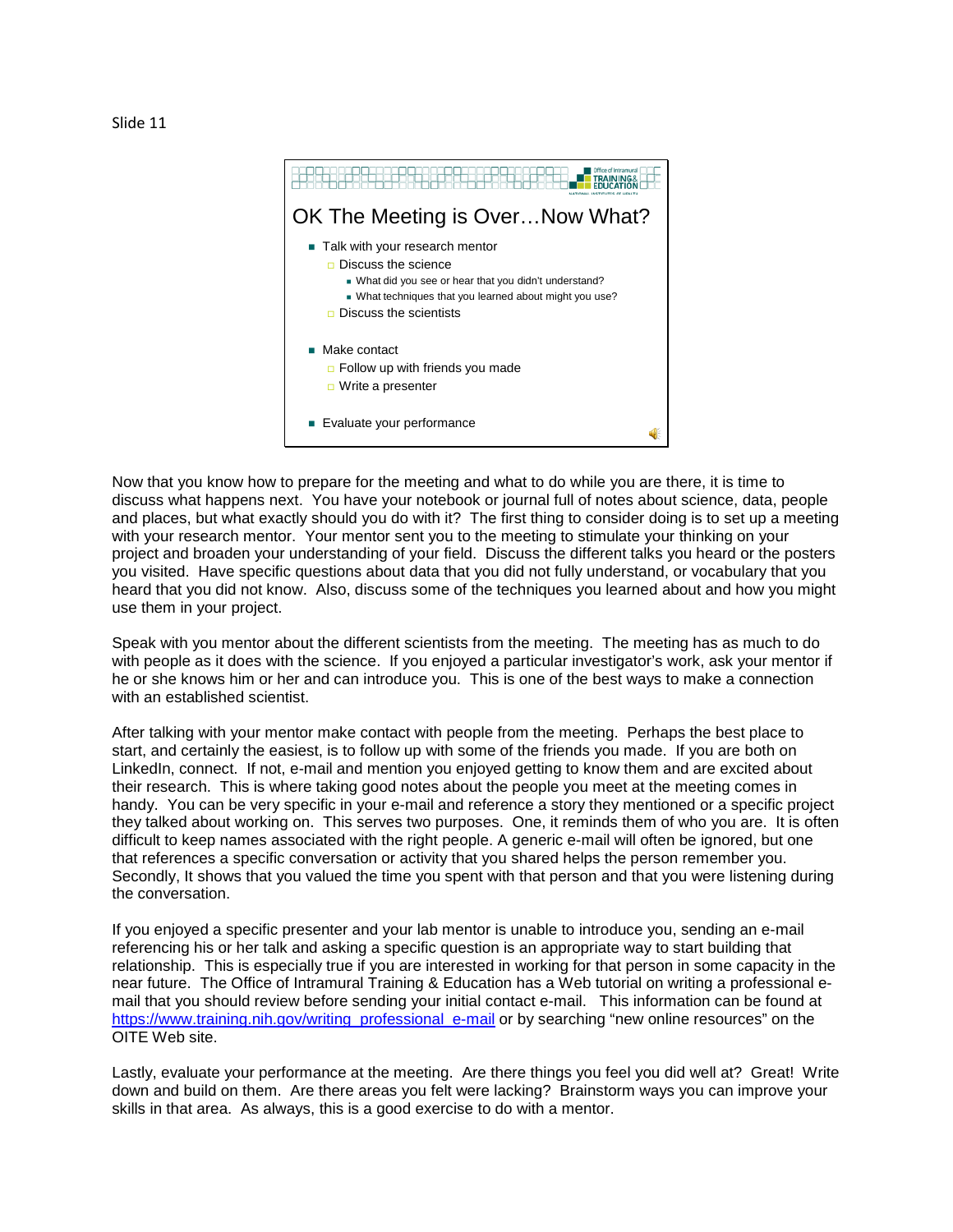Slide 11

# OK The Meeting is Over…Now What?

- Talk with your research mentor
  - Discuss the science
    - What did you see or hear that you didn't understand?
    - What techniques that you learned about might you use?
  - Discuss the scientists
- Make contact
  - Follow up with friends you made
  - Write a presenter
- Evaluate your performance

Now that you know how to prepare for the meeting and what to do while you are there, it is time to discuss what happens next. You have your notebook or journal full of notes about science, data, people and places, but what exactly should you do with it? The first thing to consider doing is to set up a meeting with your research mentor. Your mentor sent you to the meeting to stimulate your thinking on your project and broaden your understanding of your field. Discuss the different talks you heard or the posters you visited. Have specific questions about data that you did not fully understand, or vocabulary that you heard that you did not know. Also, discuss some of the techniques you learned about and how you might use them in your project.

Speak with you mentor about the different scientists from the meeting. The meeting has as much to do with people as it does with the science. If you enjoyed a particular investigator's work, ask your mentor if he or she knows him or her and can introduce you. This is one of the best ways to make a connection with an established scientist.

After talking with your mentor make contact with people from the meeting. Perhaps the best place to start, and certainly the easiest, is to follow up with some of the friends you made. If you are both on LinkedIn, connect. If not, e-mail and mention you enjoyed getting to know them and are excited about their research. This is where taking good notes about the people you meet at the meeting comes in handy. You can be very specific in your e-mail and reference a story they mentioned or a specific project they talked about working on. This serves two purposes. One, it reminds them of who you are. It is often difficult to keep names associated with the right people. A generic e-mail will often be ignored, but one that references a specific conversation or activity that you shared helps the person remember you. Secondly, It shows that you valued the time you spent with that person and that you were listening during the conversation.

If you enjoyed a specific presenter and your lab mentor is unable to introduce you, sending an e-mail referencing his or her talk and asking a specific question is an appropriate way to start building that relationship. This is especially true if you are interested in working for that person in some capacity in the near future. The Office of Intramural Training & Education has a Web tutorial on writing a professional e-mail that you should review before sending your initial contact e-mail. This information can be found at [https://www.training.nih.gov/writing_professional_e-mail](https://www.training.nih.gov/writing_professional_e-mail) or by searching "new online resources" on the OITE Web site.

Lastly, evaluate your performance at the meeting. Are there things you feel you did well at? Great! Write down and build on them. Are there areas you felt were lacking? Brainstorm ways you can improve your skills in that area. As always, this is a good exercise to do with a mentor.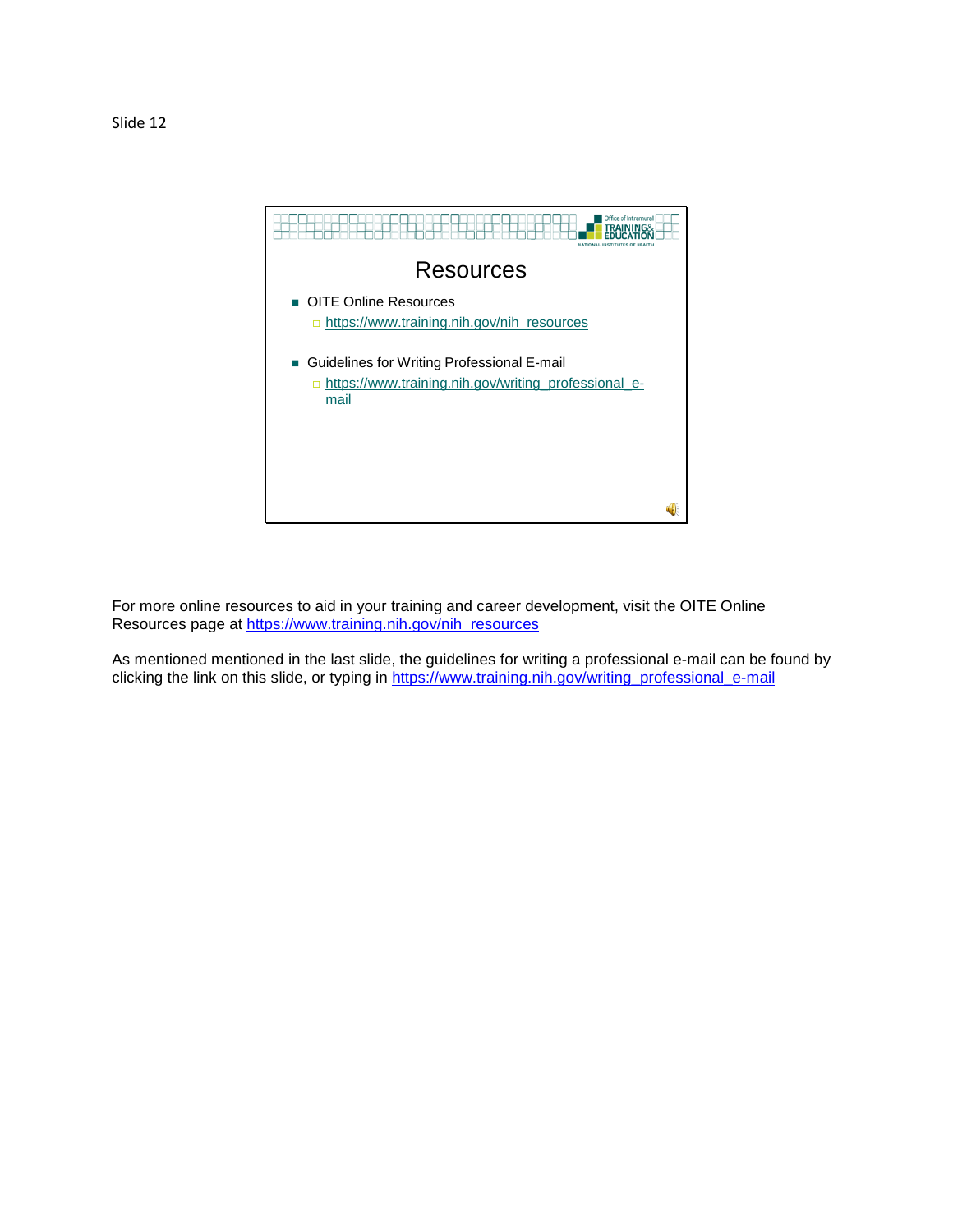Slide 12

# Resources

- OITE Online Resources
  - https://www.training.nih.gov/nih_resources
- Guidelines for Writing Professional E-mail
  - https://www.training.nih.gov/writing_professional_e-mail

For more online resources to aid in your training and career development, visit the OITE Online Resources page at https://www.training.nih.gov/nih_resources

As mentioned mentioned in the last slide, the guidelines for writing a professional e-mail can be found by clicking the link on this slide, or typing in https://www.training.nih.gov/writing_professional_e-mail